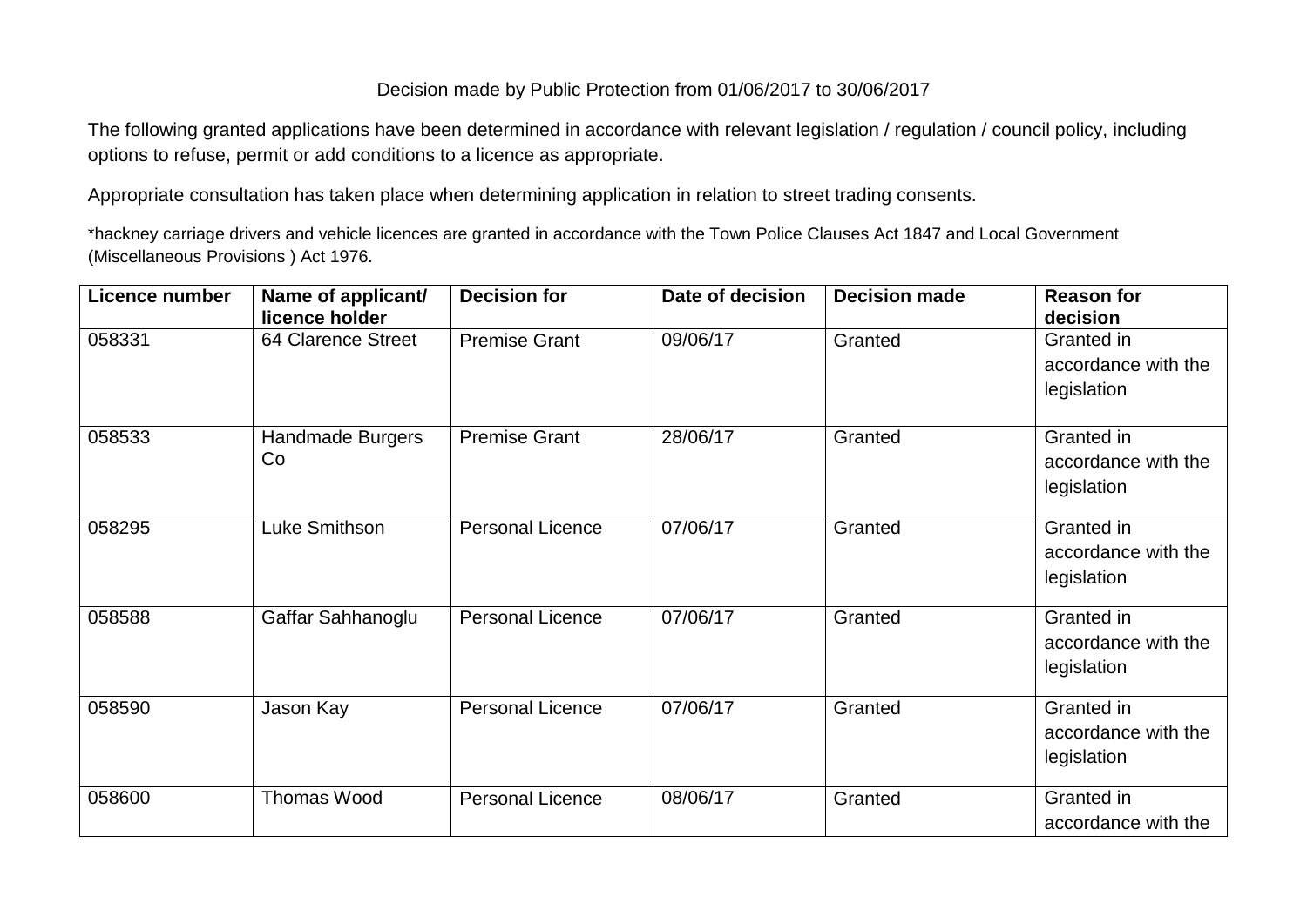Decision made by Public Protection from 01/06/2017 to 30/06/2017

The following granted applications have been determined in accordance with relevant legislation / regulation / council policy, including options to refuse, permit or add conditions to a licence as appropriate.

Appropriate consultation has taken place when determining application in relation to street trading consents.

*hackney carriage drivers and vehicle licences are granted in accordance with the Town Police Clauses Act 1847 and Local Government (Miscellaneous Provisions ) Act 1976.

| Licence number | Name of applicant/ licence holder | Decision for | Date of decision | Decision made | Reason for decision |
|---|---|---|---|---|---|
| 058331 | 64 Clarence Street | Premise Grant | 09/06/17 | Granted | Granted in accordance with the legislation |
| 058533 | Handmade Burgers Co | Premise Grant | 28/06/17 | Granted | Granted in accordance with the legislation |
| 058295 | Luke Smithson | Personal Licence | 07/06/17 | Granted | Granted in accordance with the legislation |
| 058588 | Gaffar Sahhanoglu | Personal Licence | 07/06/17 | Granted | Granted in accordance with the legislation |
| 058590 | Jason Kay | Personal Licence | 07/06/17 | Granted | Granted in accordance with the legislation |
| 058600 | Thomas Wood | Personal Licence | 08/06/17 | Granted | Granted in accordance with the |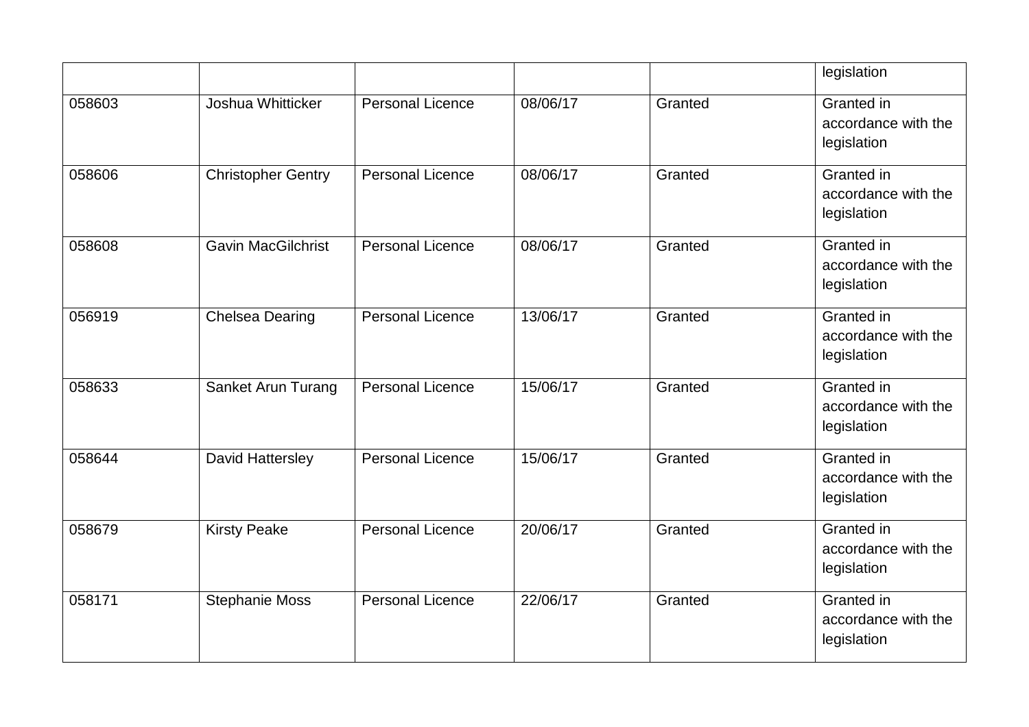| | | | | | legislation |
|---|---|---|---|---|---|
| 058603 | Joshua Whitticker | Personal Licence | 08/06/17 | Granted | Granted in accordance with the legislation |
| 058606 | Christopher Gentry | Personal Licence | 08/06/17 | Granted | Granted in accordance with the legislation |
| 058608 | Gavin MacGilchrist | Personal Licence | 08/06/17 | Granted | Granted in accordance with the legislation |
| 056919 | Chelsea Dearing | Personal Licence | 13/06/17 | Granted | Granted in accordance with the legislation |
| 058633 | Sanket Arun Turang | Personal Licence | 15/06/17 | Granted | Granted in accordance with the legislation |
| 058644 | David Hattersley | Personal Licence | 15/06/17 | Granted | Granted in accordance with the legislation |
| 058679 | Kirsty Peake | Personal Licence | 20/06/17 | Granted | Granted in accordance with the legislation |
| 058171 | Stephanie Moss | Personal Licence | 22/06/17 | Granted | Granted in accordance with the legislation |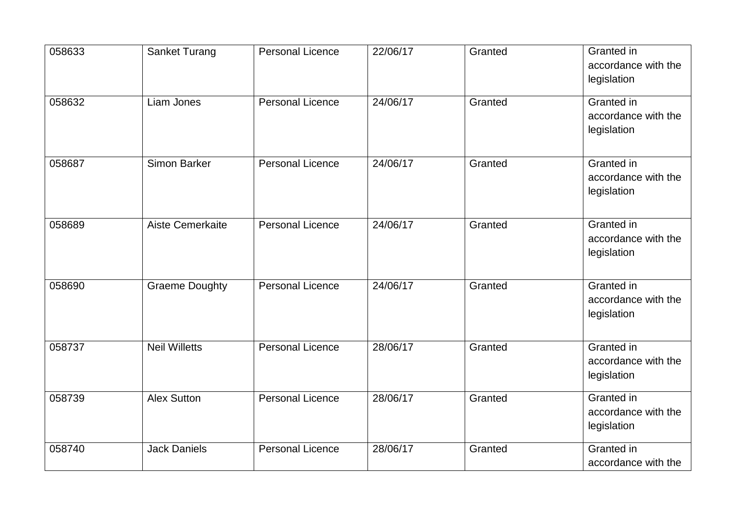| 058633 | Sanket Turang | Personal Licence | 22/06/17 | Granted | Granted in accordance with the legislation |
|---|---|---|---|---|---|
| 058632 | Liam Jones | Personal Licence | 24/06/17 | Granted | Granted in accordance with the legislation |
| 058687 | Simon Barker | Personal Licence | 24/06/17 | Granted | Granted in accordance with the legislation |
| 058689 | Aiste Cemerkaite | Personal Licence | 24/06/17 | Granted | Granted in accordance with the legislation |
| 058690 | Graeme Doughty | Personal Licence | 24/06/17 | Granted | Granted in accordance with the legislation |
| 058737 | Neil Willetts | Personal Licence | 28/06/17 | Granted | Granted in accordance with the legislation |
| 058739 | Alex Sutton | Personal Licence | 28/06/17 | Granted | Granted in accordance with the legislation |
| 058740 | Jack Daniels | Personal Licence | 28/06/17 | Granted | Granted in accordance with the |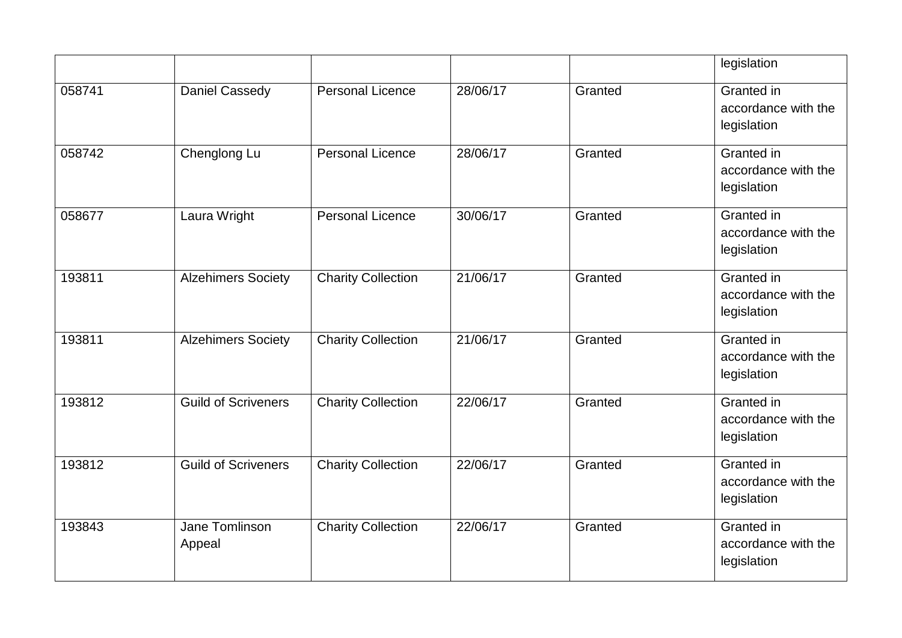| | | | | | legislation |
|---|---|---|---|---|---|
| 058741 | Daniel Cassedy | Personal Licence | 28/06/17 | Granted | Granted in accordance with the legislation |
| 058742 | Chenglong Lu | Personal Licence | 28/06/17 | Granted | Granted in accordance with the legislation |
| 058677 | Laura Wright | Personal Licence | 30/06/17 | Granted | Granted in accordance with the legislation |
| 193811 | Alzehimers Society | Charity Collection | 21/06/17 | Granted | Granted in accordance with the legislation |
| 193811 | Alzehimers Society | Charity Collection | 21/06/17 | Granted | Granted in accordance with the legislation |
| 193812 | Guild of Scriveners | Charity Collection | 22/06/17 | Granted | Granted in accordance with the legislation |
| 193812 | Guild of Scriveners | Charity Collection | 22/06/17 | Granted | Granted in accordance with the legislation |
| 193843 | Jane Tomlinson Appeal | Charity Collection | 22/06/17 | Granted | Granted in accordance with the legislation |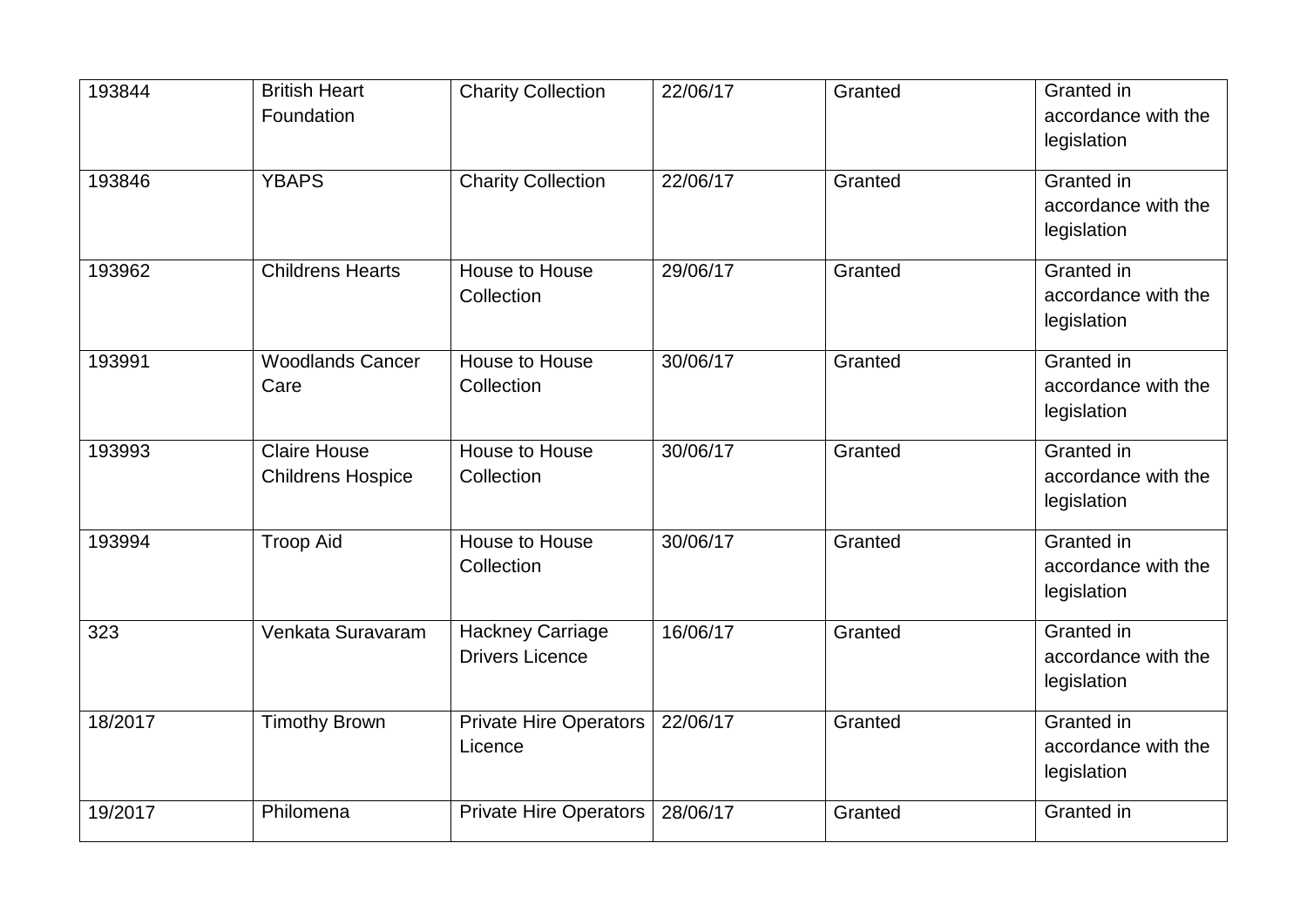| | | | | | |
|---|---|---|---|---|---|
| 193844 | British Heart Foundation | Charity Collection | 22/06/17 | Granted | Granted in accordance with the legislation |
| 193846 | YBAPS | Charity Collection | 22/06/17 | Granted | Granted in accordance with the legislation |
| 193962 | Childrens Hearts | House to House Collection | 29/06/17 | Granted | Granted in accordance with the legislation |
| 193991 | Woodlands Cancer Care | House to House Collection | 30/06/17 | Granted | Granted in accordance with the legislation |
| 193993 | Claire House Childrens Hospice | House to House Collection | 30/06/17 | Granted | Granted in accordance with the legislation |
| 193994 | Troop Aid | House to House Collection | 30/06/17 | Granted | Granted in accordance with the legislation |
| 323 | Venkata Suravaram | Hackney Carriage Drivers Licence | 16/06/17 | Granted | Granted in accordance with the legislation |
| 18/2017 | Timothy Brown | Private Hire Operators Licence | 22/06/17 | Granted | Granted in accordance with the legislation |
| 19/2017 | Philomena | Private Hire Operators | 28/06/17 | Granted | Granted in |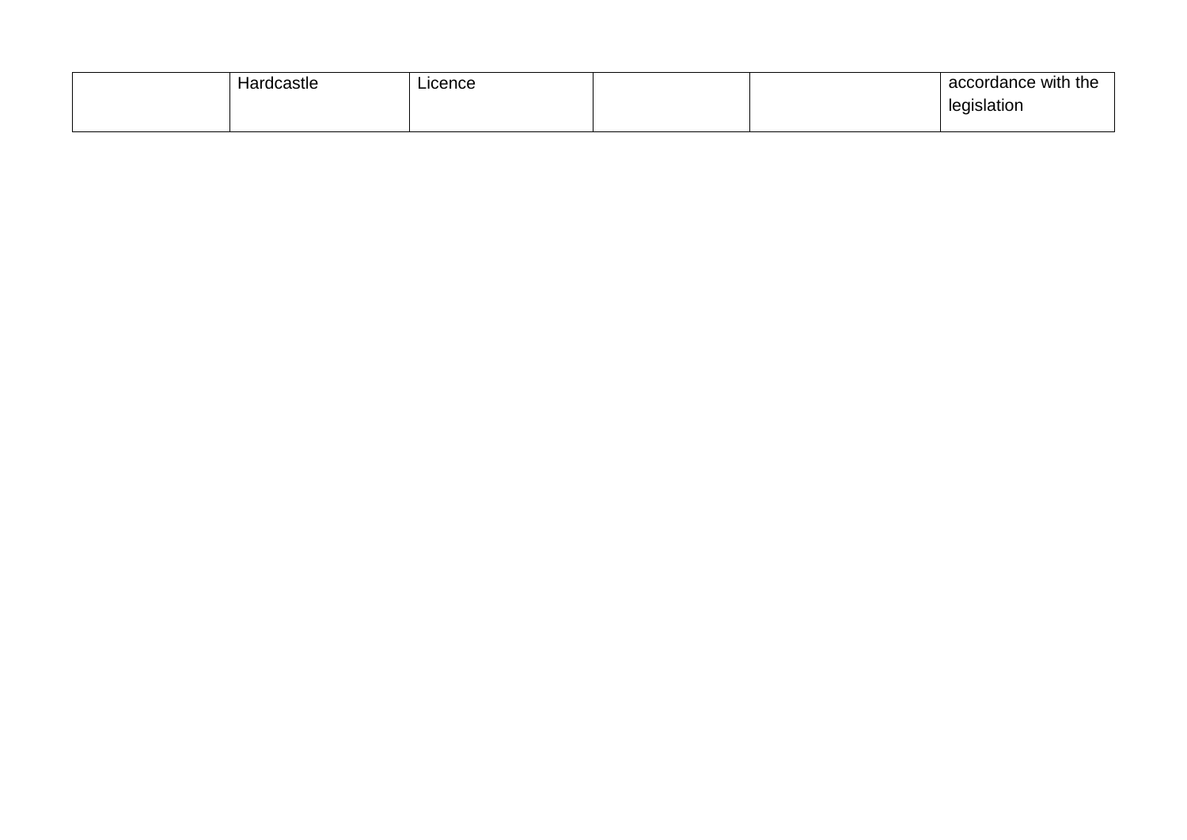| | | | | | |
|---|---|---|---|---|---|
| | Hardcastle | Licence | | | accordance with the legislation |